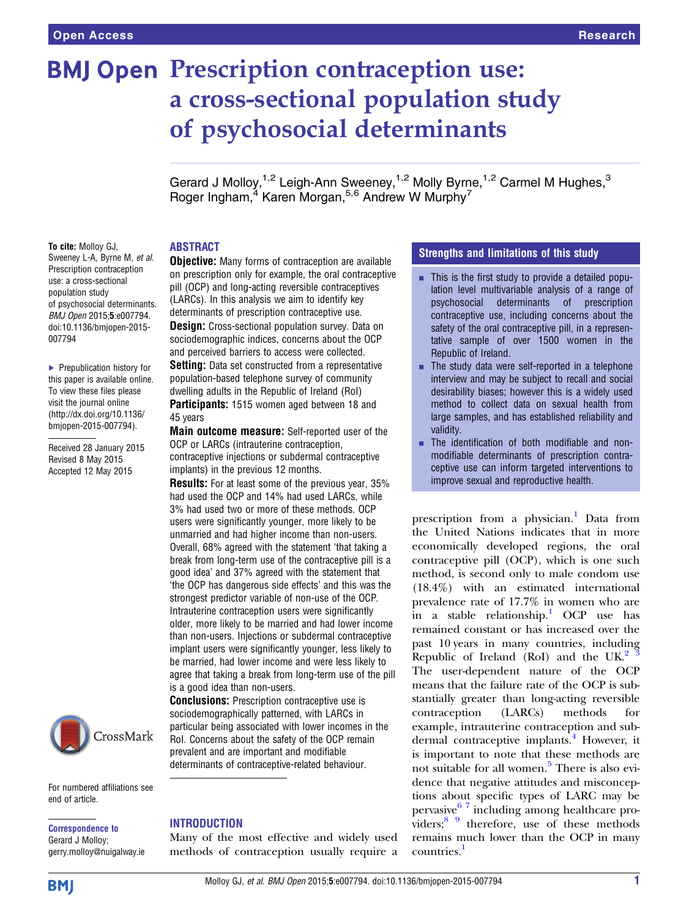# Prescription contraception use: a cross-sectional population study of psychosocial determinants

Gerard J Molloy,[1,2] Leigh-Ann Sweeney,[1,2] Molly Byrne,[1,2] Carmel M Hughes,[3] Roger Ingham,[4] Karen Morgan,[5,6] Andrew W Murphy[7]

**To cite:** Molloy GJ, Sweeney L-A, Byrne M, *et al*. Prescription contraception use: a cross-sectional population study of psychosocial determinants. *BMJ Open* 2015;**5**:e007794. doi:10.1136/bmjopen-2015-007794

▸ Prepublication history for this paper is available online. To view these files please visit the journal online (http://dx.doi.org/10.1136/bmjopen-2015-007794).

Received 28 January 2015
Revised 8 May 2015
Accepted 12 May 2015

## ABSTRACT

**Objective:** Many forms of contraception are available on prescription only for example, the oral contraceptive pill (OCP) and long-acting reversible contraceptives (LARCs). In this analysis we aim to identify key determinants of prescription contraceptive use.

**Design:** Cross-sectional population survey. Data on sociodemographic indices, concerns about the OCP and perceived barriers to access were collected.

**Setting:** Data set constructed from a representative population-based telephone survey of community dwelling adults in the Republic of Ireland (RoI)

**Participants:** 1515 women aged between 18 and 45 years

**Main outcome measure:** Self-reported user of the OCP or LARCs (intrauterine contraception, contraceptive injections or subdermal contraceptive implants) in the previous 12 months.

**Results:** For at least some of the previous year, 35% had used the OCP and 14% had used LARCs, while 3% had used two or more of these methods. OCP users were significantly younger, more likely to be unmarried and had higher income than non-users. Overall, 68% agreed with the statement 'that taking a break from long-term use of the contraceptive pill is a good idea' and 37% agreed with the statement that 'the OCP has dangerous side effects' and this was the strongest predictor variable of non-use of the OCP. Intrauterine contraception users were significantly older, more likely to be married and had lower income than non-users. Injections or subdermal contraceptive implant users were significantly younger, less likely to be married, had lower income and were less likely to agree that taking a break from long-term use of the pill is a good idea than non-users.

**Conclusions:** Prescription contraceptive use is sociodemographically patterned, with LARCs in particular being associated with lower incomes in the RoI. Concerns about the safety of the OCP remain prevalent and are important and modifiable determinants of contraceptive-related behaviour.

### Strengths and limitations of this study

- This is the first study to provide a detailed population level multivariable analysis of a range of psychosocial determinants of prescription contraceptive use, including concerns about the safety of the oral contraceptive pill, in a representative sample of over 1500 women in the Republic of Ireland.
- The study data were self-reported in a telephone interview and may be subject to recall and social desirability biases; however this is a widely used method to collect data on sexual health from large samples, and has established reliability and validity.
- The identification of both modifiable and non-modifiable determinants of prescription contraceptive use can inform targeted interventions to improve sexual and reproductive health.

## INTRODUCTION

Many of the most effective and widely used methods of contraception usually require a prescription from a physician.[1] Data from the United Nations indicates that in more economically developed regions, the oral contraceptive pill (OCP), which is one such method, is second only to male condom use (18.4%) with an estimated international prevalence rate of 17.7% in women who are in a stable relationship.[1] OCP use has remained constant or has increased over the past 10 years in many countries, including Republic of Ireland (RoI) and the UK.[2,3] The user-dependent nature of the OCP means that the failure rate of the OCP is substantially greater than long-acting reversible contraception (LARCs) methods for example, intrauterine contraception and subdermal contraceptive implants.[4] However, it is important to note that these methods are not suitable for all women.[5] There is also evidence that negative attitudes and misconceptions about specific types of LARC may be pervasive[6,7] including among healthcare providers;[8,9] therefore, use of these methods remains much lower than the OCP in many countries.[1]

For numbered affiliations see end of article.

**Correspondence to**
Gerard J Molloy;
gerry.molloy@nuigalway.ie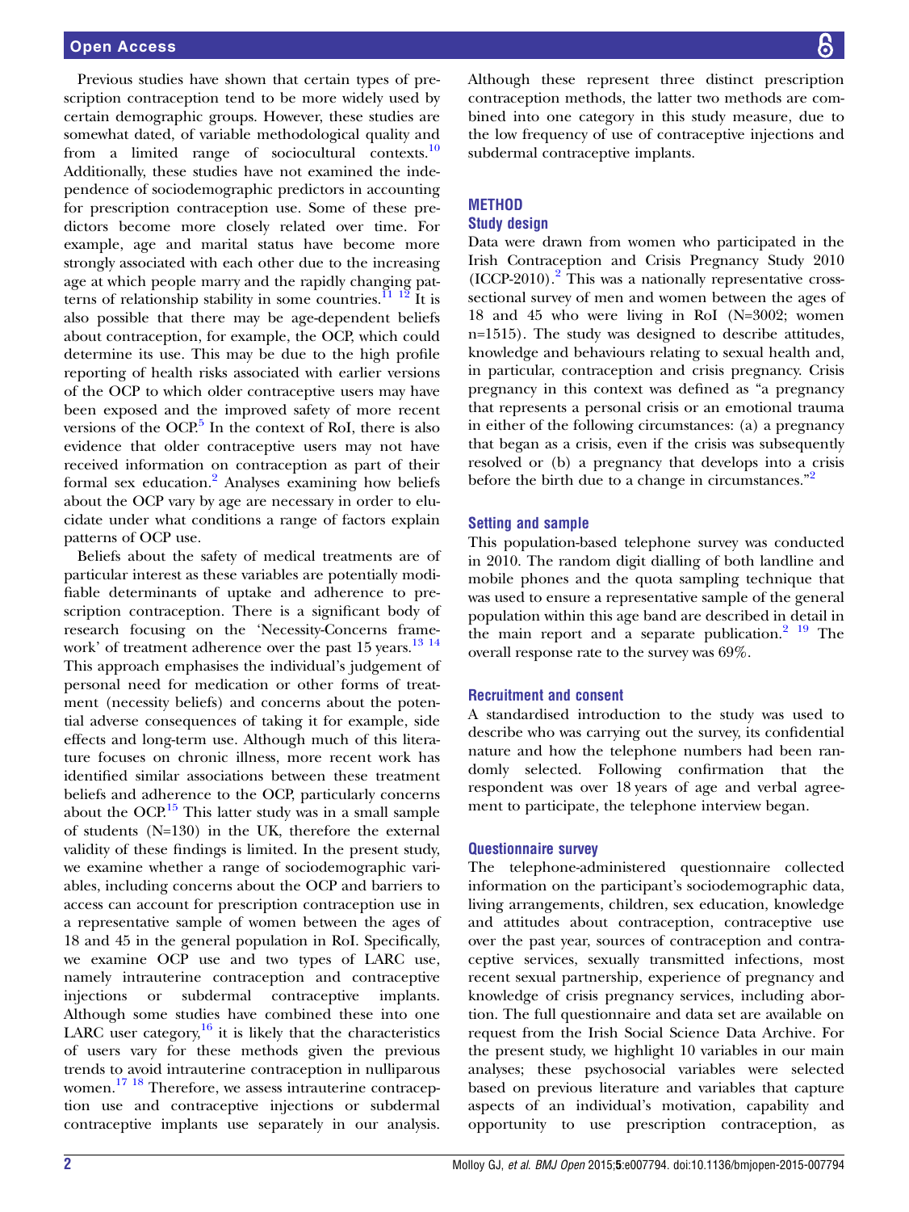Previous studies have shown that certain types of prescription contraception tend to be more widely used by certain demographic groups. However, these studies are somewhat dated, of variable methodological quality and from a limited range of sociocultural contexts.[10] Additionally, these studies have not examined the independence of sociodemographic predictors in accounting for prescription contraception use. Some of these predictors become more closely related over time. For example, age and marital status have become more strongly associated with each other due to the increasing age at which people marry and the rapidly changing patterns of relationship stability in some countries.[11 12] It is also possible that there may be age-dependent beliefs about contraception, for example, the OCP, which could determine its use. This may be due to the high profile reporting of health risks associated with earlier versions of the OCP to which older contraceptive users may have been exposed and the improved safety of more recent versions of the OCP.[5] In the context of RoI, there is also evidence that older contraceptive users may not have received information on contraception as part of their formal sex education.[2] Analyses examining how beliefs about the OCP vary by age are necessary in order to elucidate under what conditions a range of factors explain patterns of OCP use.

Beliefs about the safety of medical treatments are of particular interest as these variables are potentially modifiable determinants of uptake and adherence to prescription contraception. There is a significant body of research focusing on the 'Necessity-Concerns framework' of treatment adherence over the past 15 years.[13 14] This approach emphasises the individual's judgement of personal need for medication or other forms of treatment (necessity beliefs) and concerns about the potential adverse consequences of taking it for example, side effects and long-term use. Although much of this literature focuses on chronic illness, more recent work has identified similar associations between these treatment beliefs and adherence to the OCP, particularly concerns about the OCP.[15] This latter study was in a small sample of students (N=130) in the UK, therefore the external validity of these findings is limited. In the present study, we examine whether a range of sociodemographic variables, including concerns about the OCP and barriers to access can account for prescription contraception use in a representative sample of women between the ages of 18 and 45 in the general population in RoI. Specifically, we examine OCP use and two types of LARC use, namely intrauterine contraception and contraceptive injections or subdermal contraceptive implants. Although some studies have combined these into one LARC user category,[16] it is likely that the characteristics of users vary for these methods given the previous trends to avoid intrauterine contraception in nulliparous women.[17 18] Therefore, we assess intrauterine contraception use and contraceptive injections or subdermal contraceptive implants use separately in our analysis. Although these represent three distinct prescription contraception methods, the latter two methods are combined into one category in this study measure, due to the low frequency of use of contraceptive injections and subdermal contraceptive implants.

## METHOD

### Study design

Data were drawn from women who participated in the Irish Contraception and Crisis Pregnancy Study 2010 (ICCP-2010).[2] This was a nationally representative cross-sectional survey of men and women between the ages of 18 and 45 who were living in RoI (N=3002; women n=1515). The study was designed to describe attitudes, knowledge and behaviours relating to sexual health and, in particular, contraception and crisis pregnancy. Crisis pregnancy in this context was defined as "a pregnancy that represents a personal crisis or an emotional trauma in either of the following circumstances: (a) a pregnancy that began as a crisis, even if the crisis was subsequently resolved or (b) a pregnancy that develops into a crisis before the birth due to a change in circumstances."[2]

### Setting and sample

This population-based telephone survey was conducted in 2010. The random digit dialling of both landline and mobile phones and the quota sampling technique that was used to ensure a representative sample of the general population within this age band are described in detail in the main report and a separate publication.[2 19] The overall response rate to the survey was 69%.

### Recruitment and consent

A standardised introduction to the study was used to describe who was carrying out the survey, its confidential nature and how the telephone numbers had been randomly selected. Following confirmation that the respondent was over 18 years of age and verbal agreement to participate, the telephone interview began.

### Questionnaire survey

The telephone-administered questionnaire collected information on the participant's sociodemographic data, living arrangements, children, sex education, knowledge and attitudes about contraception, contraceptive use over the past year, sources of contraception and contraceptive services, sexually transmitted infections, most recent sexual partnership, experience of pregnancy and knowledge of crisis pregnancy services, including abortion. The full questionnaire and data set are available on request from the Irish Social Science Data Archive. For the present study, we highlight 10 variables in our main analyses; these psychosocial variables were selected based on previous literature and variables that capture aspects of an individual's motivation, capability and opportunity to use prescription contraception, as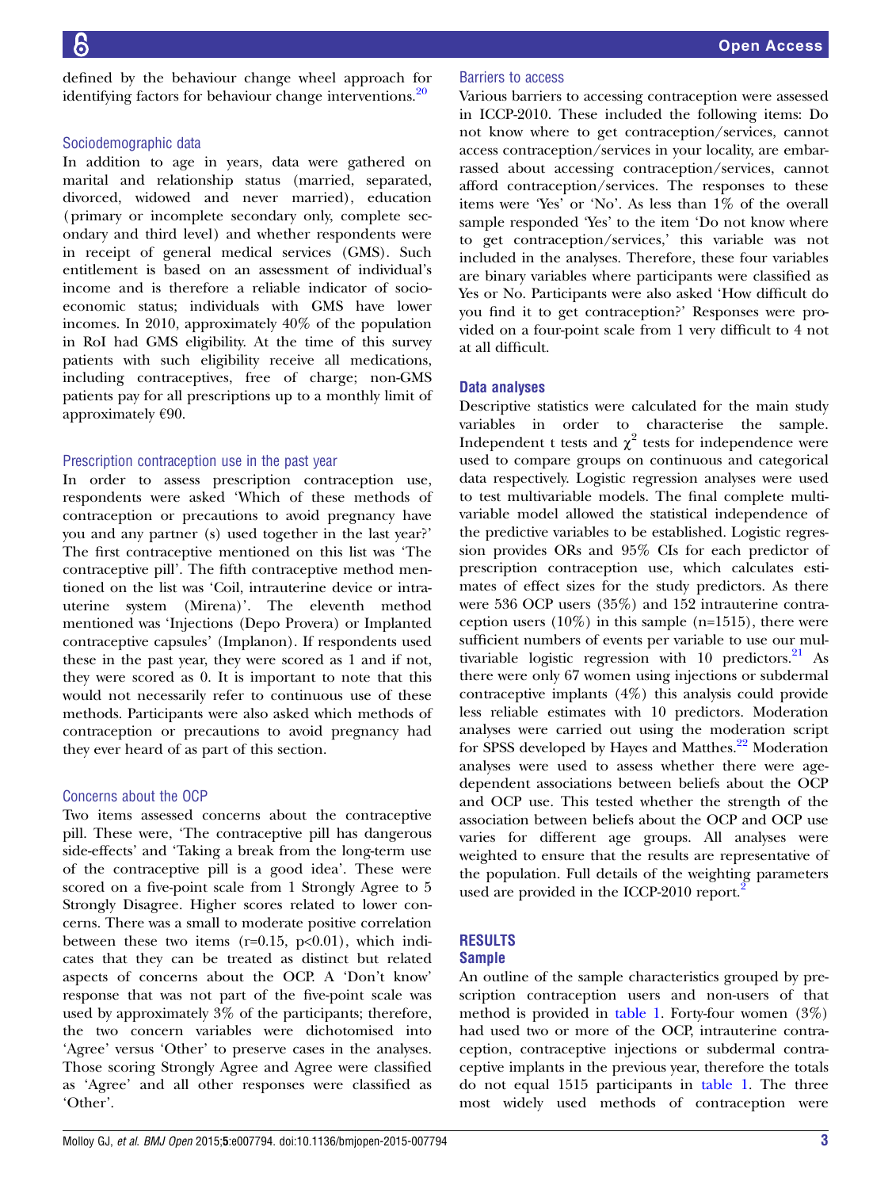defined by the behaviour change wheel approach for identifying factors for behaviour change interventions.[20]

### Sociodemographic data

In addition to age in years, data were gathered on marital and relationship status (married, separated, divorced, widowed and never married), education (primary or incomplete secondary only, complete secondary and third level) and whether respondents were in receipt of general medical services (GMS). Such entitlement is based on an assessment of individual's income and is therefore a reliable indicator of socioeconomic status; individuals with GMS have lower incomes. In 2010, approximately 40% of the population in RoI had GMS eligibility. At the time of this survey patients with such eligibility receive all medications, including contraceptives, free of charge; non-GMS patients pay for all prescriptions up to a monthly limit of approximately €90.

### Prescription contraception use in the past year

In order to assess prescription contraception use, respondents were asked 'Which of these methods of contraception or precautions to avoid pregnancy have you and any partner (s) used together in the last year?' The first contraceptive mentioned on this list was 'The contraceptive pill'. The fifth contraceptive method mentioned on the list was 'Coil, intrauterine device or intrauterine system (Mirena)'. The eleventh method mentioned was 'Injections (Depo Provera) or Implanted contraceptive capsules' (Implanon). If respondents used these in the past year, they were scored as 1 and if not, they were scored as 0. It is important to note that this would not necessarily refer to continuous use of these methods. Participants were also asked which methods of contraception or precautions to avoid pregnancy had they ever heard of as part of this section.

### Concerns about the OCP

Two items assessed concerns about the contraceptive pill. These were, 'The contraceptive pill has dangerous side-effects' and 'Taking a break from the long-term use of the contraceptive pill is a good idea'. These were scored on a five-point scale from 1 Strongly Agree to 5 Strongly Disagree. Higher scores related to lower concerns. There was a small to moderate positive correlation between these two items ($r=0.15$, $p<0.01$), which indicates that they can be treated as distinct but related aspects of concerns about the OCP. A 'Don't know' response that was not part of the five-point scale was used by approximately 3% of the participants; therefore, the two concern variables were dichotomised into 'Agree' versus 'Other' to preserve cases in the analyses. Those scoring Strongly Agree and Agree were classified as 'Agree' and all other responses were classified as 'Other'.

### Barriers to access

Various barriers to accessing contraception were assessed in ICCP-2010. These included the following items: Do not know where to get contraception/services, cannot access contraception/services in your locality, are embarrassed about accessing contraception/services, cannot afford contraception/services. The responses to these items were 'Yes' or 'No'. As less than 1% of the overall sample responded 'Yes' to the item 'Do not know where to get contraception/services,' this variable was not included in the analyses. Therefore, these four variables are binary variables where participants were classified as Yes or No. Participants were also asked 'How difficult do you find it to get contraception?' Responses were provided on a four-point scale from 1 very difficult to 4 not at all difficult.

### Data analyses

Descriptive statistics were calculated for the main study variables in order to characterise the sample. Independent t tests and $\chi^2$ tests for independence were used to compare groups on continuous and categorical data respectively. Logistic regression analyses were used to test multivariable models. The final complete multivariable model allowed the statistical independence of the predictive variables to be established. Logistic regression provides ORs and 95% CIs for each predictor of prescription contraception use, which calculates estimates of effect sizes for the study predictors. As there were 536 OCP users (35%) and 152 intrauterine contraception users (10%) in this sample (n=1515), there were sufficient numbers of events per variable to use our multivariable logistic regression with 10 predictors.[21] As there were only 67 women using injections or subdermal contraceptive implants (4%) this analysis could provide less reliable estimates with 10 predictors. Moderation analyses were carried out using the moderation script for SPSS developed by Hayes and Matthes.[22] Moderation analyses were used to assess whether there were age-dependent associations between beliefs about the OCP and OCP use. This tested whether the strength of the association between beliefs about the OCP and OCP use varies for different age groups. All analyses were weighted to ensure that the results are representative of the population. Full details of the weighting parameters used are provided in the ICCP-2010 report.[2]

## RESULTS

### Sample

An outline of the sample characteristics grouped by prescription contraception users and non-users of that method is provided in table 1. Forty-four women (3%) had used two or more of the OCP, intrauterine contraception, contraceptive injections or subdermal contraceptive implants in the previous year, therefore the totals do not equal 1515 participants in table 1. The three most widely used methods of contraception were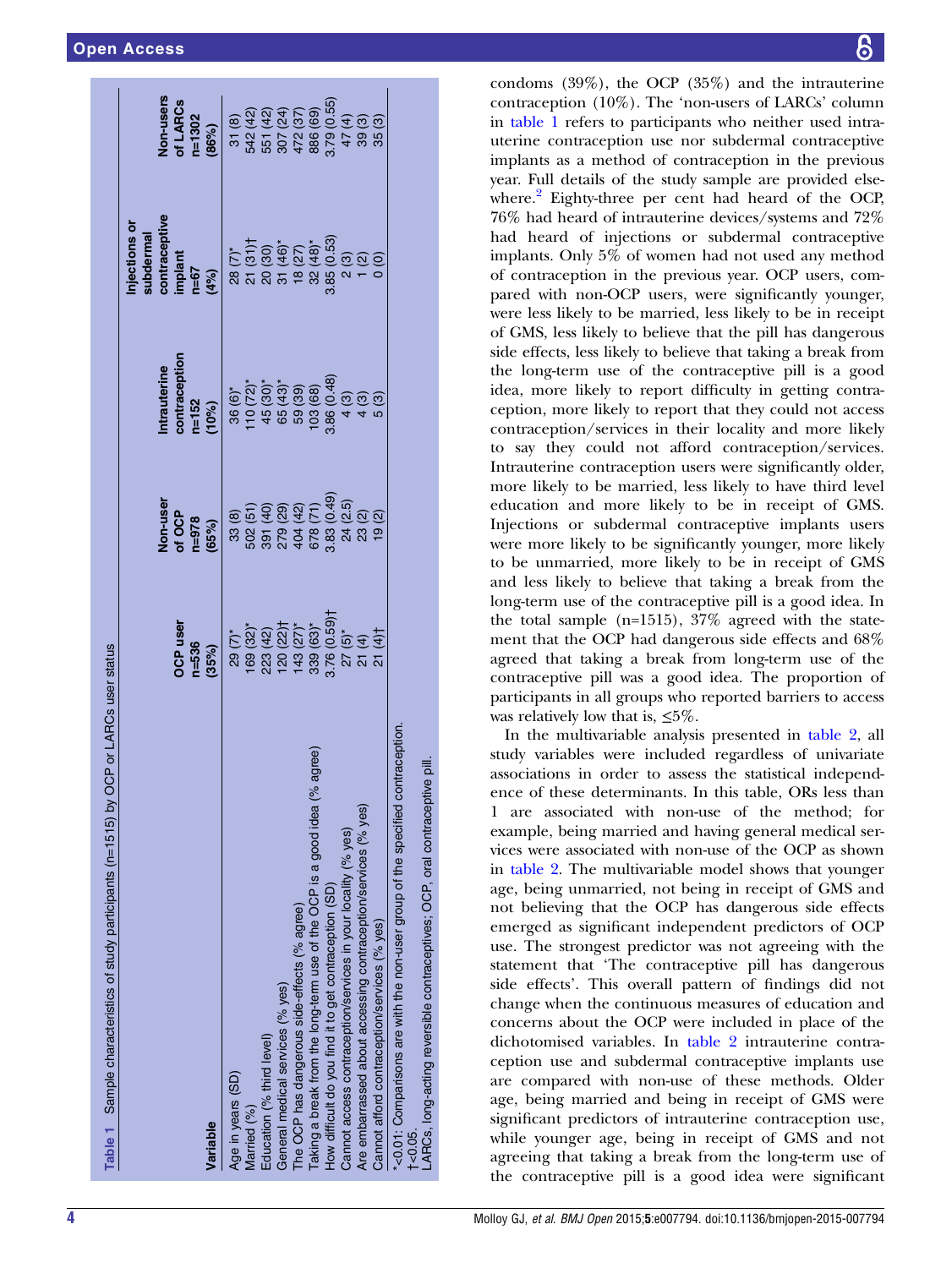**Table 1** Sample characteristics of study participants (n=1515) by OCP or LARCs user status

| Variable | OCP user n=536 (35%) | Non-user of OCP n=978 (65%) | Intrauterine contraception n=152 (10%) | Injections or subdermal contraceptive implant n=67 (4%) | Non-users of LARCs n=1302 (86%) |
|---|---|---|---|---|---|
| Age in years (SD) | 29 (7)* | 33 (8) | 36 (6)* | 28 (7)* | 31 (8) |
| Married (%) | 169 (32)* | 502 (51) | 110 (72)* | 21 (31)† | 542 (42) |
| Education (% third level) | 223 (42) | 391 (40) | 45 (30)* | 20 (30) | 551 (42) |
| General medical services (% yes) | 120 (22)† | 279 (29) | 65 (43)* | 31 (46)* | 307 (24) |
| The OCP has dangerous side-effects (% agree) | 143 (27)* | 404 (42) | 59 (39) | 18 (27) | 472 (37) |
| Taking a break from the long-term use of the OCP is a good idea (% agree) | 339 (63)* | 678 (71) | 103 (68) | 32 (48)* | 886 (69) |
| How difficult do you find it to get contraception (SD) | 3.76 (0.59)† | 3.83 (0.49) | 3.86 (0.48) | 3.85 (0.53) | 3.79 (0.55) |
| Cannot access contraception/services in your locality (% yes) | 27 (5)* | 24 (2.5) | 4 (3) | 2 (3) | 47 (4) |
| Are embarrassed about accessing contraception/services (% yes) | 21 (4) | 23 (2) | 4 (3) | 1 (2) | 39 (3) |
| Cannot afford contraception/services (% yes) | 21 (4)† | 19 (2) | 5 (3) | 0 (0) | 35 (3) |

*<0.01: Comparisons are with the non-user group of the specified contraception.
†<0.05.
LARCs, long-acting reversible contraceptives; OCP, oral contraceptive pill.

condoms (39%), the OCP (35%) and the intrauterine contraception (10%). The 'non-users of LARCs' column in table 1 refers to participants who neither used intrauterine contraception use nor subdermal contraceptive implants as a method of contraception in the previous year. Full details of the study sample are provided elsewhere.[2] Eighty-three per cent had heard of the OCP, 76% had heard of intrauterine devices/systems and 72% had heard of injections or subdermal contraceptive implants. Only 5% of women had not used any method of contraception in the previous year. OCP users, compared with non-OCP users, were significantly younger, were less likely to be married, less likely to be in receipt of GMS, less likely to believe that the pill has dangerous side effects, less likely to believe that taking a break from the long-term use of the contraceptive pill is a good idea, more likely to report difficulty in getting contraception, more likely to report that they could not access contraception/services in their locality and more likely to say they could not afford contraception/services. Intrauterine contraception users were significantly older, more likely to be married, less likely to have third level education and more likely to be in receipt of GMS. Injections or subdermal contraceptive implants users were more likely to be significantly younger, more likely to be unmarried, more likely to be in receipt of GMS and less likely to believe that taking a break from the long-term use of the contraceptive pill is a good idea. In the total sample (n=1515), 37% agreed with the statement that the OCP had dangerous side effects and 68% agreed that taking a break from long-term use of the contraceptive pill was a good idea. The proportion of participants in all groups who reported barriers to access was relatively low that is, ≤5%.

In the multivariable analysis presented in table 2, all study variables were included regardless of univariate associations in order to assess the statistical independence of these determinants. In this table, ORs less than 1 are associated with non-use of the method; for example, being married and having general medical services were associated with non-use of the OCP as shown in table 2. The multivariable model shows that younger age, being unmarried, not being in receipt of GMS and not believing that the OCP has dangerous side effects emerged as significant independent predictors of OCP use. The strongest predictor was not agreeing with the statement that 'The contraceptive pill has dangerous side effects'. This overall pattern of findings did not change when the continuous measures of education and concerns about the OCP were included in place of the dichotomised variables. In table 2 intrauterine contraception use and subdermal contraceptive implants use are compared with non-use of these methods. Older age, being married and being in receipt of GMS were significant predictors of intrauterine contraception use, while younger age, being in receipt of GMS and not agreeing that taking a break from the long-term use of the contraceptive pill is a good idea were significant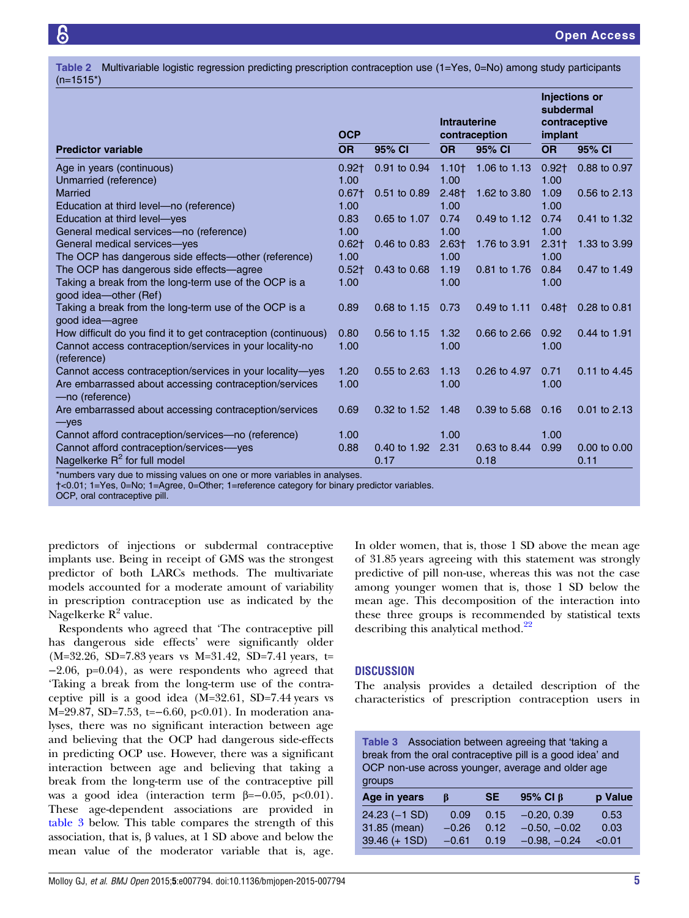Table 2 Multivariable logistic regression predicting prescription contraception use (1=Yes, 0=No) among study participants (n=1515*)

| Predictor variable | OCP | | Intrauterine contraception | | Injections or subdermal contraceptive implant | |
|---|---|---|---|---|---|---|
| | OR | 95% CI | OR | 95% CI | OR | 95% CI |
| Age in years (continuous) | 0.92† | 0.91 to 0.94 | 1.10† | 1.06 to 1.13 | 0.92† | 0.88 to 0.97 |
| Unmarried (reference) | 1.00 | | 1.00 | | 1.00 | |
| Married | 0.67† | 0.51 to 0.89 | 2.48† | 1.62 to 3.80 | 1.09 | 0.56 to 2.13 |
| Education at third level—no (reference) | 1.00 | | 1.00 | | 1.00 | |
| Education at third level—yes | 0.83 | 0.65 to 1.07 | 0.74 | 0.49 to 1.12 | 0.74 | 0.41 to 1.32 |
| General medical services—no (reference) | 1.00 | | 1.00 | | 1.00 | |
| General medical services—yes | 0.62† | 0.46 to 0.83 | 2.63† | 1.76 to 3.91 | 2.31† | 1.33 to 3.99 |
| The OCP has dangerous side effects—other (reference) | 1.00 | | 1.00 | | 1.00 | |
| The OCP has dangerous side effects—agree | 0.52† | 0.43 to 0.68 | 1.19 | 0.81 to 1.76 | 0.84 | 0.47 to 1.49 |
| Taking a break from the long-term use of the OCP is a good idea—other (Ref) | 1.00 | | 1.00 | | 1.00 | |
| Taking a break from the long-term use of the OCP is a good idea—agree | 0.89 | 0.68 to 1.15 | 0.73 | 0.49 to 1.11 | 0.48† | 0.28 to 0.81 |
| How difficult do you find it to get contraception (continuous) | 0.80 | 0.56 to 1.15 | 1.32 | 0.66 to 2.66 | 0.92 | 0.44 to 1.91 |
| Cannot access contraception/services in your locality-no (reference) | 1.00 | | 1.00 | | 1.00 | |
| Cannot access contraception/services in your locality—yes | 1.20 | 0.55 to 2.63 | 1.13 | 0.26 to 4.97 | 0.71 | 0.11 to 4.45 |
| Are embarrassed about accessing contraception/services—no (reference) | 1.00 | | 1.00 | | 1.00 | |
| Are embarrassed about accessing contraception/services—yes | 0.69 | 0.32 to 1.52 | 1.48 | 0.39 to 5.68 | 0.16 | 0.01 to 2.13 |
| Cannot afford contraception/services—no (reference) | 1.00 | | 1.00 | | 1.00 | |
| Cannot afford contraception/services—yes | 0.88 | 0.40 to 1.92 | 2.31 | 0.63 to 8.44 | 0.99 | 0.00 to 0.00 |
| Nagelkerke $R^2$ for full model | | 0.17 | | 0.18 | | 0.11 |

*numbers vary due to missing values on one or more variables in analyses.
†<0.01; 1=Yes, 0=No; 1=Agree, 0=Other; 1=reference category for binary predictor variables.
OCP, oral contraceptive pill.

predictors of injections or subdermal contraceptive implants use. Being in receipt of GMS was the strongest predictor of both LARCs methods. The multivariate models accounted for a moderate amount of variability in prescription contraception use as indicated by the Nagelkerke $R^2$ value.

Respondents who agreed that 'The contraceptive pill has dangerous side effects' were significantly older (M=32.26, SD=7.83 years vs M=31.42, SD=7.41 years, t=−2.06, p=0.04), as were respondents who agreed that 'Taking a break from the long-term use of the contraceptive pill is a good idea (M=32.61, SD=7.44 years vs M=29.87, SD=7.53, t=−6.60, p<0.01). In moderation analyses, there was no significant interaction between age and believing that the OCP had dangerous side-effects in predicting OCP use. However, there was a significant interaction between age and believing that taking a break from the long-term use of the contraceptive pill was a good idea (interaction term β=−0.05, p<0.01). These age-dependent associations are provided in table 3 below. This table compares the strength of this association, that is, β values, at 1 SD above and below the mean value of the moderator variable that is, age. In older women, that is, those 1 SD above the mean age of 31.85 years agreeing with this statement was strongly predictive of pill non-use, whereas this was not the case among younger women that is, those 1 SD below the mean age. This decomposition of the interaction into these three groups is recommended by statistical texts describing this analytical method.[22]

## DISCUSSION

The analysis provides a detailed description of the characteristics of prescription contraception users in

Table 3 Association between agreeing that 'taking a break from the oral contraceptive pill is a good idea' and OCP non-use across younger, average and older age groups

| Age in years | β | SE | 95% CI β | p Value |
|---|---|---|---|---|
| 24.23 (−1 SD) | 0.09 | 0.15 | −0.20, 0.39 | 0.53 |
| 31.85 (mean) | −0.26 | 0.12 | −0.50, −0.02 | 0.03 |
| 39.46 (+ 1SD) | −0.61 | 0.19 | −0.98, −0.24 | <0.01 |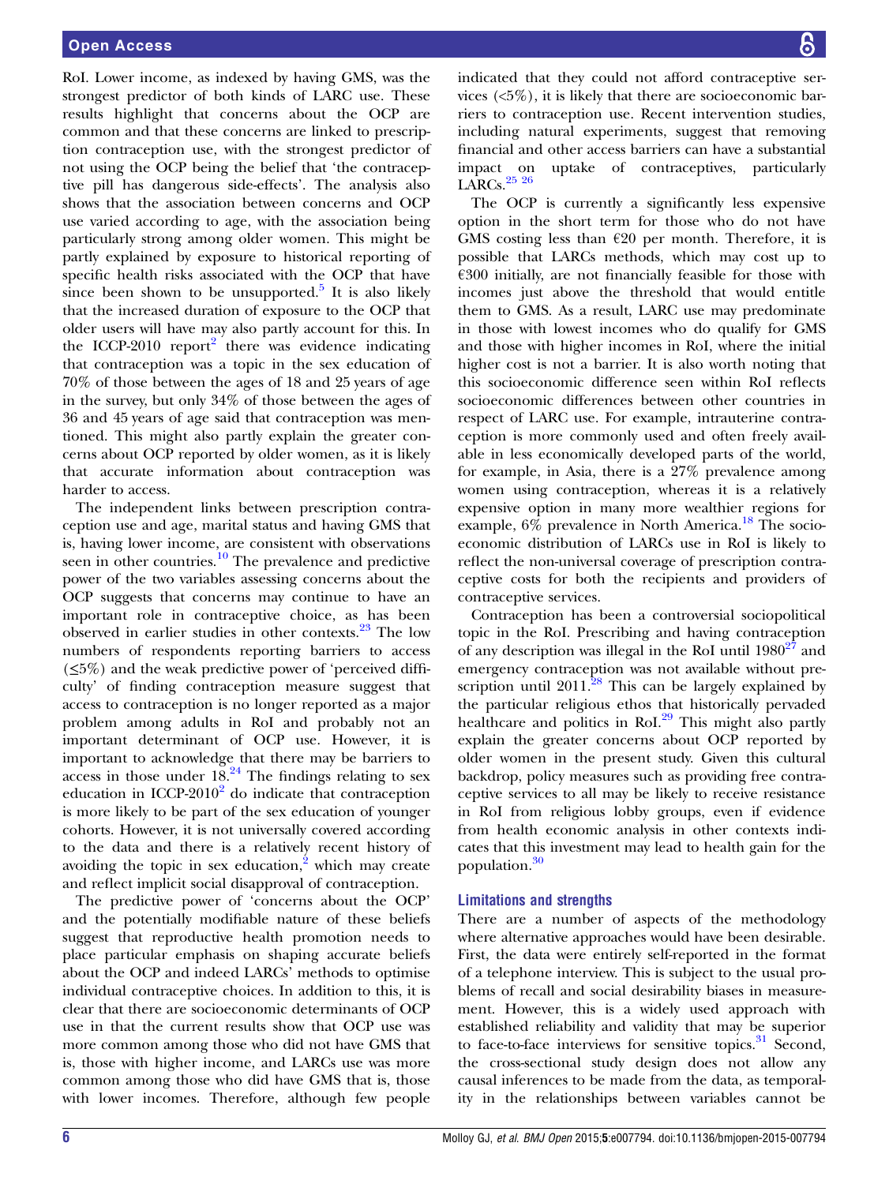RoI. Lower income, as indexed by having GMS, was the strongest predictor of both kinds of LARC use. These results highlight that concerns about the OCP are common and that these concerns are linked to prescription contraception use, with the strongest predictor of not using the OCP being the belief that 'the contraceptive pill has dangerous side-effects'. The analysis also shows that the association between concerns and OCP use varied according to age, with the association being particularly strong among older women. This might be partly explained by exposure to historical reporting of specific health risks associated with the OCP that have since been shown to be unsupported.[5] It is also likely that the increased duration of exposure to the OCP that older users will have may also partly account for this. In the ICCP-2010 report[2] there was evidence indicating that contraception was a topic in the sex education of 70% of those between the ages of 18 and 25 years of age in the survey, but only 34% of those between the ages of 36 and 45 years of age said that contraception was mentioned. This might also partly explain the greater concerns about OCP reported by older women, as it is likely that accurate information about contraception was harder to access.

The independent links between prescription contraception use and age, marital status and having GMS that is, having lower income, are consistent with observations seen in other countries.[10] The prevalence and predictive power of the two variables assessing concerns about the OCP suggests that concerns may continue to have an important role in contraceptive choice, as has been observed in earlier studies in other contexts.[23] The low numbers of respondents reporting barriers to access (≤5%) and the weak predictive power of 'perceived difficulty' of finding contraception measure suggest that access to contraception is no longer reported as a major problem among adults in RoI and probably not an important determinant of OCP use. However, it is important to acknowledge that there may be barriers to access in those under 18.[24] The findings relating to sex education in ICCP-2010[2] do indicate that contraception is more likely to be part of the sex education of younger cohorts. However, it is not universally covered according to the data and there is a relatively recent history of avoiding the topic in sex education,[2] which may create and reflect implicit social disapproval of contraception.

The predictive power of 'concerns about the OCP' and the potentially modifiable nature of these beliefs suggest that reproductive health promotion needs to place particular emphasis on shaping accurate beliefs about the OCP and indeed LARCs' methods to optimise individual contraceptive choices. In addition to this, it is clear that there are socioeconomic determinants of OCP use in that the current results show that OCP use was more common among those who did not have GMS that is, those with higher income, and LARCs use was more common among those who did have GMS that is, those with lower incomes. Therefore, although few people indicated that they could not afford contraceptive services (<5%), it is likely that there are socioeconomic barriers to contraception use. Recent intervention studies, including natural experiments, suggest that removing financial and other access barriers can have a substantial impact on uptake of contraceptives, particularly LARCs.[25 26]

The OCP is currently a significantly less expensive option in the short term for those who do not have GMS costing less than €20 per month. Therefore, it is possible that LARCs methods, which may cost up to €300 initially, are not financially feasible for those with incomes just above the threshold that would entitle them to GMS. As a result, LARC use may predominate in those with lowest incomes who do qualify for GMS and those with higher incomes in RoI, where the initial higher cost is not a barrier. It is also worth noting that this socioeconomic difference seen within RoI reflects socioeconomic differences between other countries in respect of LARC use. For example, intrauterine contraception is more commonly used and often freely available in less economically developed parts of the world, for example, in Asia, there is a 27% prevalence among women using contraception, whereas it is a relatively expensive option in many more wealthier regions for example, 6% prevalence in North America.[18] The socioeconomic distribution of LARCs use in RoI is likely to reflect the non-universal coverage of prescription contraceptive costs for both the recipients and providers of contraceptive services.

Contraception has been a controversial sociopolitical topic in the RoI. Prescribing and having contraception of any description was illegal in the RoI until 1980[27] and emergency contraception was not available without prescription until 2011.[28] This can be largely explained by the particular religious ethos that historically pervaded healthcare and politics in RoI.[29] This might also partly explain the greater concerns about OCP reported by older women in the present study. Given this cultural backdrop, policy measures such as providing free contraceptive services to all may be likely to receive resistance in RoI from religious lobby groups, even if evidence from health economic analysis in other contexts indicates that this investment may lead to health gain for the population.[30]

### Limitations and strengths

There are a number of aspects of the methodology where alternative approaches would have been desirable. First, the data were entirely self-reported in the format of a telephone interview. This is subject to the usual problems of recall and social desirability biases in measurement. However, this is a widely used approach with established reliability and validity that may be superior to face-to-face interviews for sensitive topics.[31] Second, the cross-sectional study design does not allow any causal inferences to be made from the data, as temporality in the relationships between variables cannot be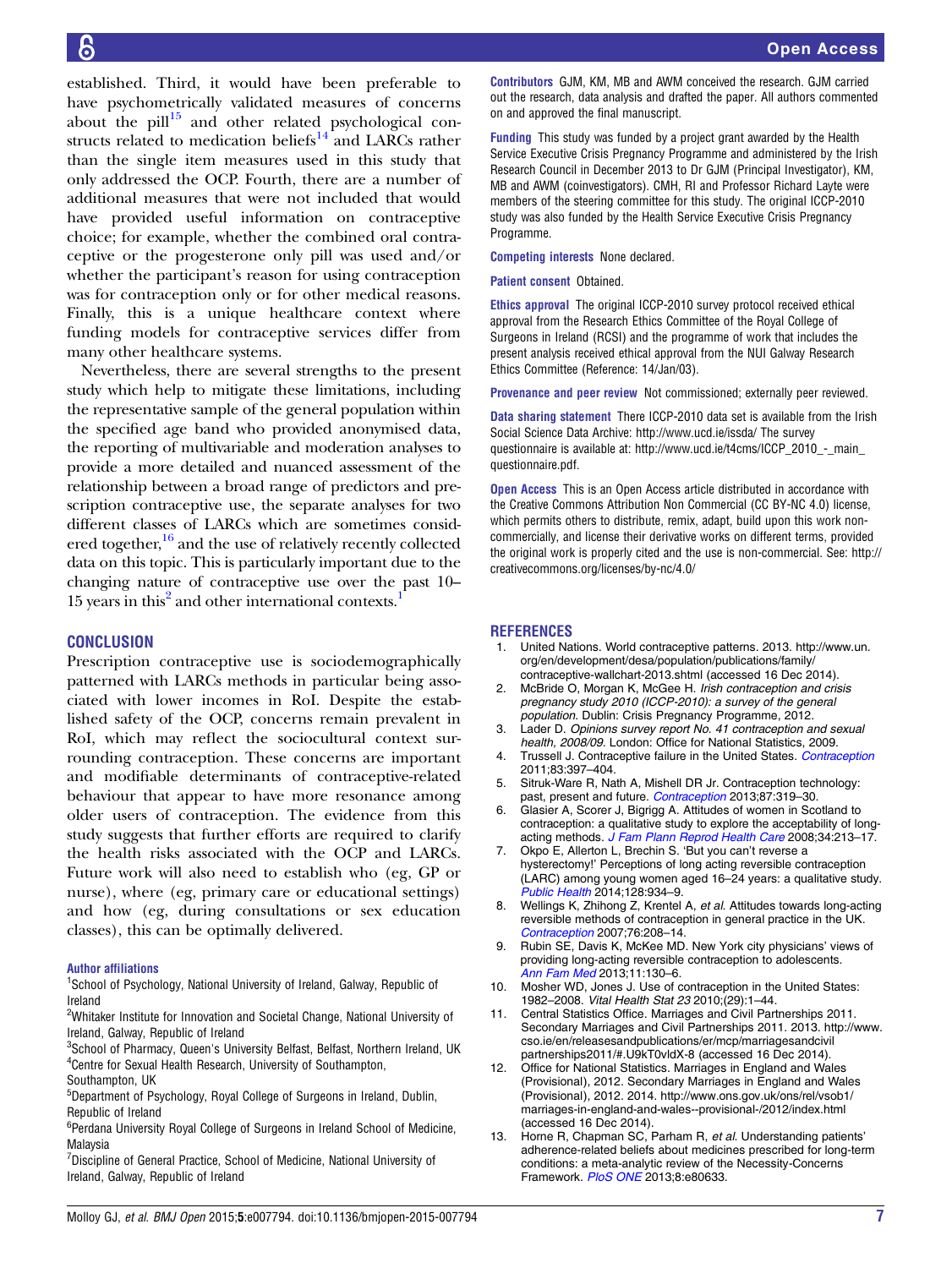established. Third, it would have been preferable to have psychometrically validated measures of concerns about the pill[15] and other related psychological constructs related to medication beliefs[14] and LARCs rather than the single item measures used in this study that only addressed the OCP. Fourth, there are a number of additional measures that were not included that would have provided useful information on contraceptive choice; for example, whether the combined oral contraceptive or the progesterone only pill was used and/or whether the participant's reason for using contraception was for contraception only or for other medical reasons. Finally, this is a unique healthcare context where funding models for contraceptive services differ from many other healthcare systems.

Nevertheless, there are several strengths to the present study which help to mitigate these limitations, including the representative sample of the general population within the specified age band who provided anonymised data, the reporting of multivariable and moderation analyses to provide a more detailed and nuanced assessment of the relationship between a broad range of predictors and prescription contraceptive use, the separate analyses for two different classes of LARCs which are sometimes considered together,[16] and the use of relatively recently collected data on this topic. This is particularly important due to the changing nature of contraceptive use over the past 10–15 years in this[2] and other international contexts.[1]

## CONCLUSION

Prescription contraceptive use is sociodemographically patterned with LARCs methods in particular being associated with lower incomes in RoI. Despite the established safety of the OCP, concerns remain prevalent in RoI, which may reflect the sociocultural context surrounding contraception. These concerns are important and modifiable determinants of contraceptive-related behaviour that appear to have more resonance among older users of contraception. The evidence from this study suggests that further efforts are required to clarify the health risks associated with the OCP and LARCs. Future work will also need to establish who (eg, GP or nurse), where (eg, primary care or educational settings) and how (eg, during consultations or sex education classes), this can be optimally delivered.

**Author affiliations**

[1]School of Psychology, National University of Ireland, Galway, Republic of Ireland
[2]Whitaker Institute for Innovation and Societal Change, National University of Ireland, Galway, Republic of Ireland
[3]School of Pharmacy, Queen's University Belfast, Belfast, Northern Ireland, UK
[4]Centre for Sexual Health Research, University of Southampton, Southampton, UK
[5]Department of Psychology, Royal College of Surgeons in Ireland, Dublin, Republic of Ireland
[6]Perdana University Royal College of Surgeons in Ireland School of Medicine, Malaysia
[7]Discipline of General Practice, School of Medicine, National University of Ireland, Galway, Republic of Ireland

**Contributors** GJM, KM, MB and AWM conceived the research. GJM carried out the research, data analysis and drafted the paper. All authors commented on and approved the final manuscript.

**Funding** This study was funded by a project grant awarded by the Health Service Executive Crisis Pregnancy Programme and administered by the Irish Research Council in December 2013 to Dr GJM (Principal Investigator), KM, MB and AWM (coinvestigators). CMH, RI and Professor Richard Layte were members of the steering committee for this study. The original ICCP-2010 study was also funded by the Health Service Executive Crisis Pregnancy Programme.

**Competing interests** None declared.

**Patient consent** Obtained.

**Ethics approval** The original ICCP-2010 survey protocol received ethical approval from the Research Ethics Committee of the Royal College of Surgeons in Ireland (RCSI) and the programme of work that includes the present analysis received ethical approval from the NUI Galway Research Ethics Committee (Reference: 14/Jan/03).

**Provenance and peer review** Not commissioned; externally peer reviewed.

**Data sharing statement** There ICCP-2010 data set is available from the Irish Social Science Data Archive: http://www.ucd.ie/issda/ The survey questionnaire is available at: http://www.ucd.ie/t4cms/ICCP_2010_-_main_questionnaire.pdf.

**Open Access** This is an Open Access article distributed in accordance with the Creative Commons Attribution Non Commercial (CC BY-NC 4.0) license, which permits others to distribute, remix, adapt, build upon this work non-commercially, and license their derivative works on different terms, provided the original work is properly cited and the use is non-commercial. See: http://creativecommons.org/licenses/by-nc/4.0/

## REFERENCES

1. United Nations. World contraceptive patterns. 2013. http://www.un.org/en/development/desa/population/publications/family/contraceptive-wallchart-2013.shtml (accessed 16 Dec 2014).
2. McBride O, Morgan K, McGee H. *Irish contraception and crisis pregnancy study 2010 (ICCP-2010): a survey of the general population*. Dublin: Crisis Pregnancy Programme, 2012.
3. Lader D. *Opinions survey report No. 41 contraception and sexual health, 2008/09*. London: Office for National Statistics, 2009.
4. Trussell J. Contraceptive failure in the United States. *Contraception* 2011;83:397–404.
5. Sitruk-Ware R, Nath A, Mishell DR Jr. Contraception technology: past, present and future. *Contraception* 2013;87:319–30.
6. Glasier A, Scorer J, Bigrigg A. Attitudes of women in Scotland to contraception: a qualitative study to explore the acceptability of long-acting methods. *J Fam Plann Reprod Health Care* 2008;34:213–17.
7. Okpo E, Allerton L, Brechin S. 'But you can't reverse a hysterectomy!' Perceptions of long acting reversible contraception (LARC) among young women aged 16–24 years: a qualitative study. *Public Health* 2014;128:934–9.
8. Wellings K, Zhihong Z, Krentel A, *et al*. Attitudes towards long-acting reversible methods of contraception in general practice in the UK. *Contraception* 2007;76:208–14.
9. Rubin SE, Davis K, McKee MD. New York city physicians' views of providing long-acting reversible contraception to adolescents. *Ann Fam Med* 2013;11:130–6.
10. Mosher WD, Jones J. Use of contraception in the United States: 1982–2008. *Vital Health Stat 23* 2010;(29):1–44.
11. Central Statistics Office. Marriages and Civil Partnerships 2011. Secondary Marriages and Civil Partnerships 2011. 2013. http://www.cso.ie/en/releasesandpublications/er/mcp/marriagesandcivilpartnerships2011/#.U9kT0vldX-8 (accessed 16 Dec 2014).
12. Office for National Statistics. Marriages in England and Wales (Provisional), 2012. Secondary Marriages in England and Wales (Provisional), 2012. 2014. http://www.ons.gov.uk/ons/rel/vsob1/marriages-in-england-and-wales--provisional-/2012/index.html (accessed 16 Dec 2014).
13. Horne R, Chapman SC, Parham R, *et al*. Understanding patients' adherence-related beliefs about medicines prescribed for long-term conditions: a meta-analytic review of the Necessity-Concerns Framework. *PloS ONE* 2013;8:e80633.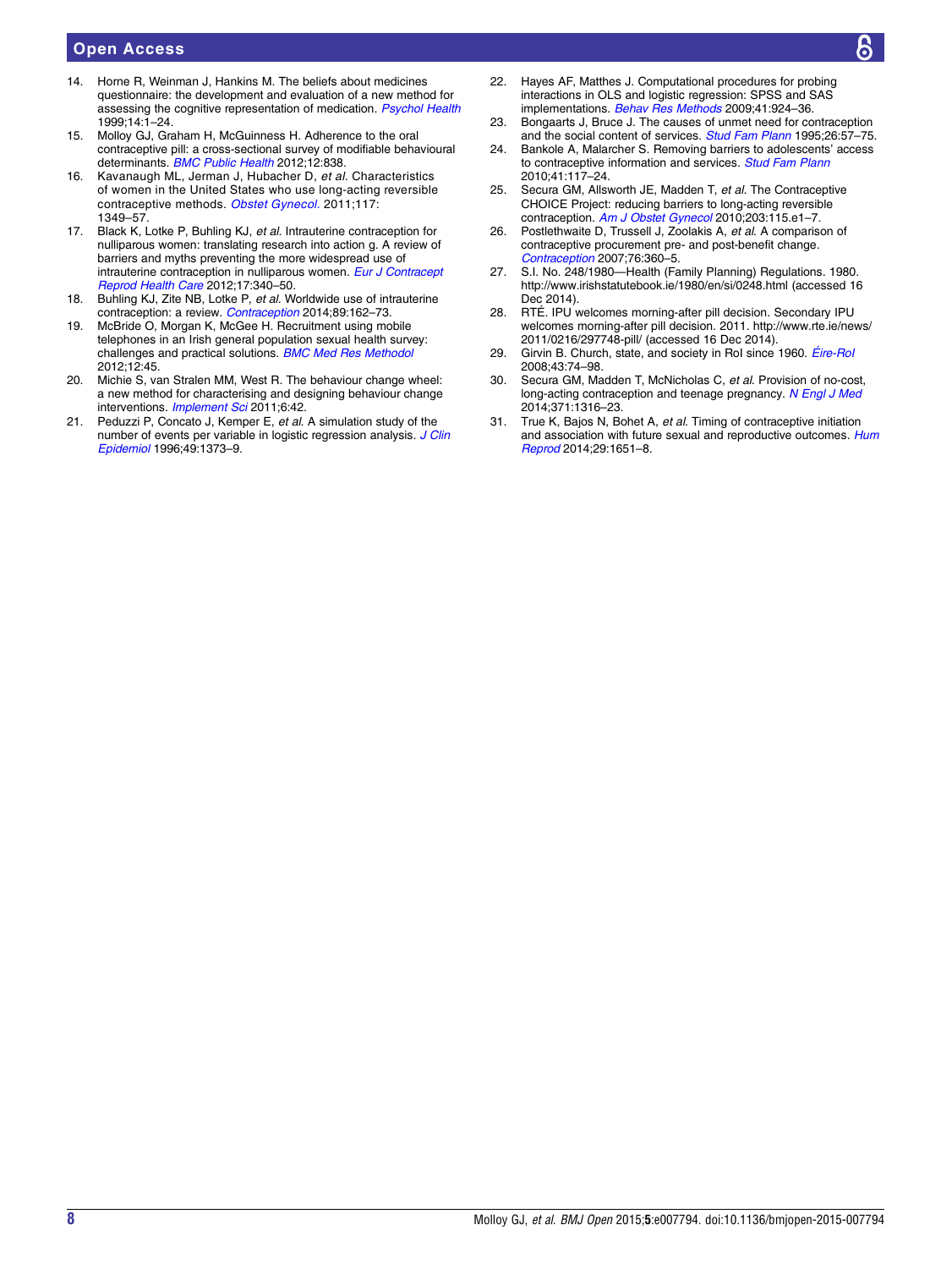14. Horne R, Weinman J, Hankins M. The beliefs about medicines questionnaire: the development and evaluation of a new method for assessing the cognitive representation of medication. *Psychol Health* 1999;14:1–24.
15. Molloy GJ, Graham H, McGuinness H. Adherence to the oral contraceptive pill: a cross-sectional survey of modifiable behavioural determinants. *BMC Public Health* 2012;12:838.
16. Kavanaugh ML, Jerman J, Hubacher D, *et al*. Characteristics of women in the United States who use long-acting reversible contraceptive methods. *Obstet Gynecol.* 2011;117: 1349–57.
17. Black K, Lotke P, Buhling KJ, *et al*. Intrauterine contraception for nulliparous women: translating research into action g. A review of barriers and myths preventing the more widespread use of intrauterine contraception in nulliparous women. *Eur J Contracept Reprod Health Care* 2012;17:340–50.
18. Buhling KJ, Zite NB, Lotke P, *et al*. Worldwide use of intrauterine contraception: a review. *Contraception* 2014;89:162–73.
19. McBride O, Morgan K, McGee H. Recruitment using mobile telephones in an Irish general population sexual health survey: challenges and practical solutions. *BMC Med Res Methodol* 2012;12:45.
20. Michie S, van Stralen MM, West R. The behaviour change wheel: a new method for characterising and designing behaviour change interventions. *Implement Sci* 2011;6:42.
21. Peduzzi P, Concato J, Kemper E, *et al*. A simulation study of the number of events per variable in logistic regression analysis. *J Clin Epidemiol* 1996;49:1373–9.
22. Hayes AF, Matthes J. Computational procedures for probing interactions in OLS and logistic regression: SPSS and SAS implementations. *Behav Res Methods* 2009;41:924–36.
23. Bongaarts J, Bruce J. The causes of unmet need for contraception and the social content of services. *Stud Fam Plann* 1995;26:57–75.
24. Bankole A, Malarcher S. Removing barriers to adolescents' access to contraceptive information and services. *Stud Fam Plann* 2010;41:117–24.
25. Secura GM, Allsworth JE, Madden T, *et al*. The Contraceptive CHOICE Project: reducing barriers to long-acting reversible contraception. *Am J Obstet Gynecol* 2010;203:115.e1–7.
26. Postlethwaite D, Trussell J, Zoolakis A, *et al*. A comparison of contraceptive procurement pre- and post-benefit change. *Contraception* 2007;76:360–5.
27. S.I. No. 248/1980—Health (Family Planning) Regulations. 1980. http://www.irishstatutebook.ie/1980/en/si/0248.html (accessed 16 Dec 2014).
28. RTÉ. IPU welcomes morning-after pill decision. Secondary IPU welcomes morning-after pill decision. 2011. http://www.rte.ie/news/2011/0216/297748-pill/ (accessed 16 Dec 2014).
29. Girvin B. Church, state, and society in RoI since 1960. *Éire-RoI* 2008;43:74–98.
30. Secura GM, Madden T, McNicholas C, *et al*. Provision of no-cost, long-acting contraception and teenage pregnancy. *N Engl J Med* 2014;371:1316–23.
31. True K, Bajos N, Bohet A, *et al*. Timing of contraceptive initiation and association with future sexual and reproductive outcomes. *Hum Reprod* 2014;29:1651–8.